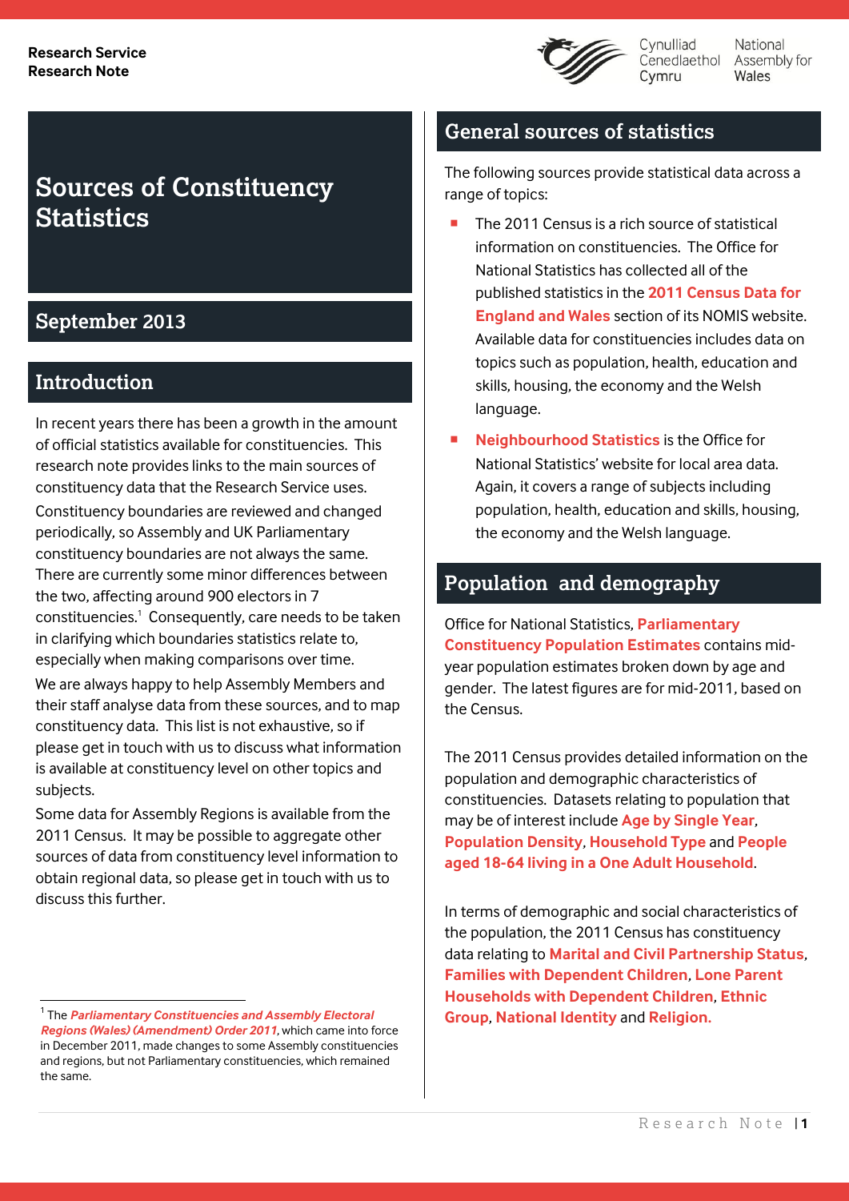Research Service
Research Note

Cynulliad Cenedlaethol Cymru | National Assembly for Wales

# Sources of Constituency Statistics

## September 2013

## Introduction

In recent years there has been a growth in the amount of official statistics available for constituencies. This research note provides links to the main sources of constituency data that the Research Service uses.

Constituency boundaries are reviewed and changed periodically, so Assembly and UK Parliamentary constituency boundaries are not always the same. There are currently some minor differences between the two, affecting around 900 electors in 7 constituencies.[1] Consequently, care needs to be taken in clarifying which boundaries statistics relate to, especially when making comparisons over time.

We are always happy to help Assembly Members and their staff analyse data from these sources, and to map constituency data. This list is not exhaustive, so if please get in touch with us to discuss what information is available at constituency level on other topics and subjects.

Some data for Assembly Regions is available from the 2011 Census. It may be possible to aggregate other sources of data from constituency level information to obtain regional data, so please get in touch with us to discuss this further.

[1] The ***Parliamentary Constituencies and Assembly Electoral Regions (Wales) (Amendment) Order 2011***, which came into force in December 2011, made changes to some Assembly constituencies and regions, but not Parliamentary constituencies, which remained the same.

## General sources of statistics

The following sources provide statistical data across a range of topics:

- The 2011 Census is a rich source of statistical information on constituencies. The Office for National Statistics has collected all of the published statistics in the **2011 Census Data for England and Wales** section of its NOMIS website. Available data for constituencies includes data on topics such as population, health, education and skills, housing, the economy and the Welsh language.
- **Neighbourhood Statistics** is the Office for National Statistics' website for local area data. Again, it covers a range of subjects including population, health, education and skills, housing, the economy and the Welsh language.

## Population and demography

Office for National Statistics, **Parliamentary Constituency Population Estimates** contains mid-year population estimates broken down by age and gender. The latest figures are for mid-2011, based on the Census.

The 2011 Census provides detailed information on the population and demographic characteristics of constituencies. Datasets relating to population that may be of interest include **Age by Single Year**, **Population Density**, **Household Type** and **People aged 18-64 living in a One Adult Household**.

In terms of demographic and social characteristics of the population, the 2011 Census has constituency data relating to **Marital and Civil Partnership Status**, **Families with Dependent Children**, **Lone Parent Households with Dependent Children**, **Ethnic Group**, **National Identity** and **Religion.**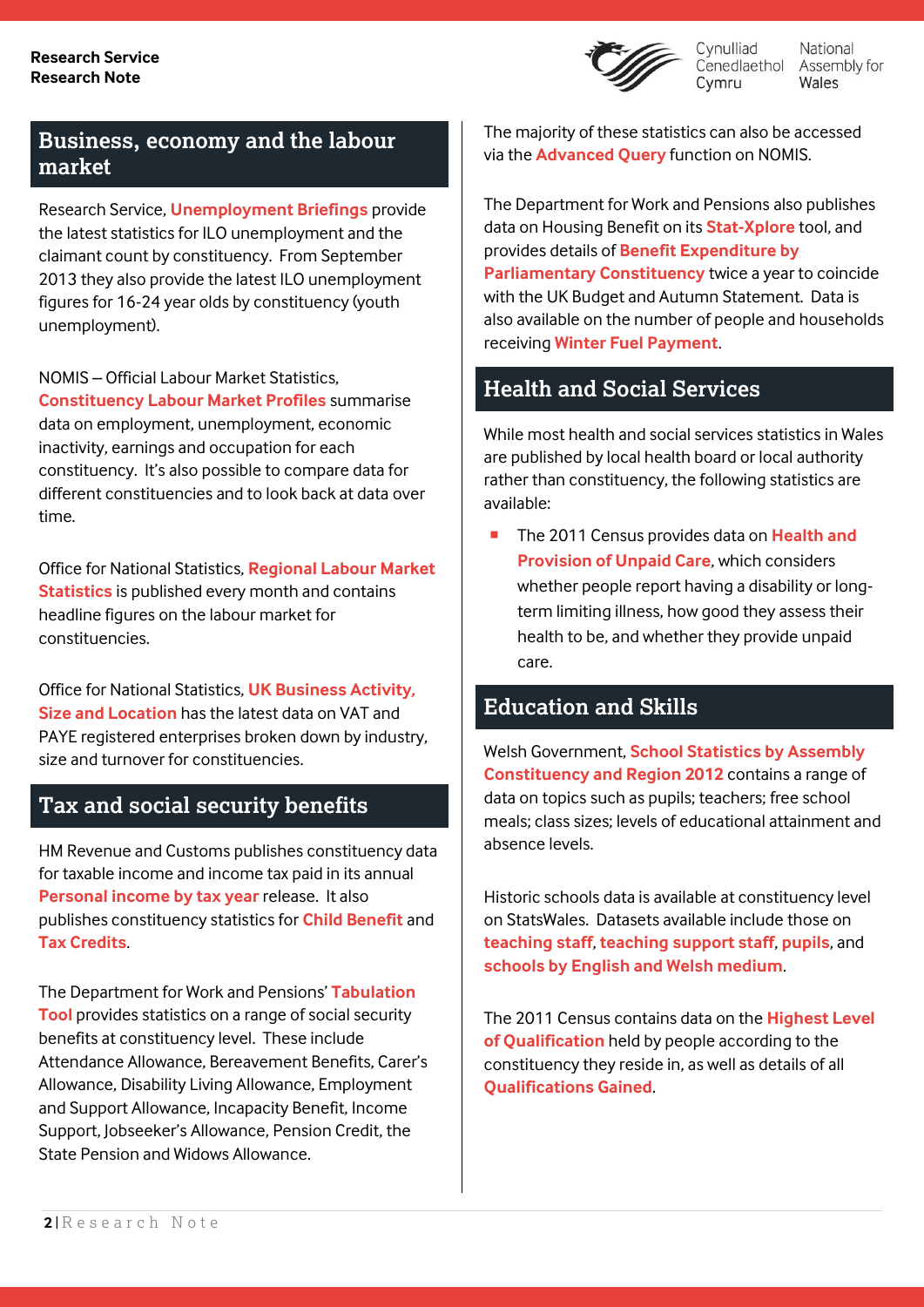## Business, economy and the labour market

Research Service, **Unemployment Briefings** provide the latest statistics for ILO unemployment and the claimant count by constituency. From September 2013 they also provide the latest ILO unemployment figures for 16-24 year olds by constituency (youth unemployment).

NOMIS – Official Labour Market Statistics, **Constituency Labour Market Profiles** summarise data on employment, unemployment, economic inactivity, earnings and occupation for each constituency. It's also possible to compare data for different constituencies and to look back at data over time.

Office for National Statistics, **Regional Labour Market Statistics** is published every month and contains headline figures on the labour market for constituencies.

Office for National Statistics, **UK Business Activity, Size and Location** has the latest data on VAT and PAYE registered enterprises broken down by industry, size and turnover for constituencies.

## Tax and social security benefits

HM Revenue and Customs publishes constituency data for taxable income and income tax paid in its annual **Personal income by tax year** release. It also publishes constituency statistics for **Child Benefit** and **Tax Credits**.

The Department for Work and Pensions' **Tabulation Tool** provides statistics on a range of social security benefits at constituency level. These include Attendance Allowance, Bereavement Benefits, Carer's Allowance, Disability Living Allowance, Employment and Support Allowance, Incapacity Benefit, Income Support, Jobseeker's Allowance, Pension Credit, the State Pension and Widows Allowance.

The majority of these statistics can also be accessed via the **Advanced Query** function on NOMIS.

The Department for Work and Pensions also publishes data on Housing Benefit on its **Stat-Xplore** tool, and provides details of **Benefit Expenditure by Parliamentary Constituency** twice a year to coincide with the UK Budget and Autumn Statement. Data is also available on the number of people and households receiving **Winter Fuel Payment**.

## Health and Social Services

While most health and social services statistics in Wales are published by local health board or local authority rather than constituency, the following statistics are available:

- The 2011 Census provides data on **Health and Provision of Unpaid Care**, which considers whether people report having a disability or long-term limiting illness, how good they assess their health to be, and whether they provide unpaid care.

## Education and Skills

Welsh Government, **School Statistics by Assembly Constituency and Region 2012** contains a range of data on topics such as pupils; teachers; free school meals; class sizes; levels of educational attainment and absence levels.

Historic schools data is available at constituency level on StatsWales. Datasets available include those on **teaching staff**, **teaching support staff**, **pupils**, and **schools by English and Welsh medium**.

The 2011 Census contains data on the **Highest Level of Qualification** held by people according to the constituency they reside in, as well as details of all **Qualifications Gained**.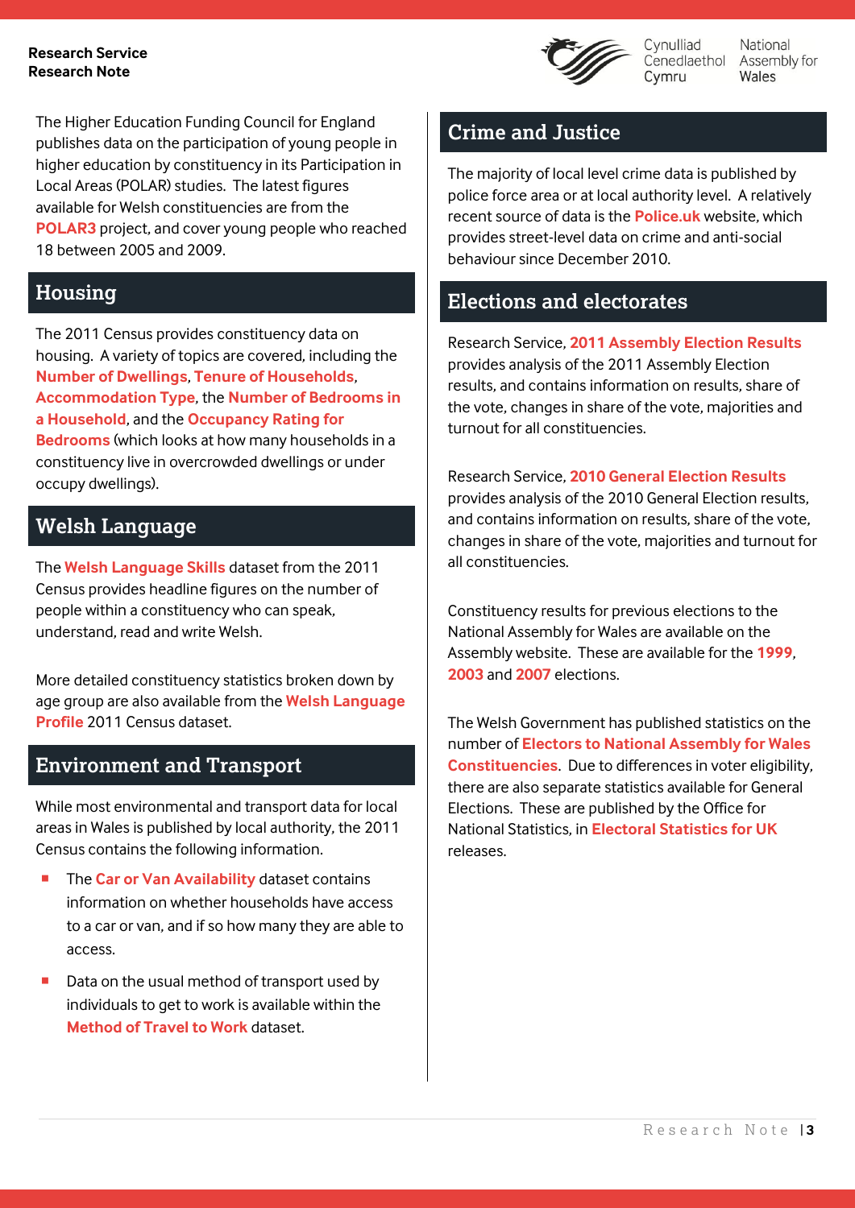The Higher Education Funding Council for England publishes data on the participation of young people in higher education by constituency in its Participation in Local Areas (POLAR) studies. The latest figures available for Welsh constituencies are from the **POLAR3** project, and cover young people who reached 18 between 2005 and 2009.

## Housing

The 2011 Census provides constituency data on housing. A variety of topics are covered, including the **Number of Dwellings**, **Tenure of Households**, **Accommodation Type**, the **Number of Bedrooms in a Household**, and the **Occupancy Rating for Bedrooms** (which looks at how many households in a constituency live in overcrowded dwellings or under occupy dwellings).

## Welsh Language

The **Welsh Language Skills** dataset from the 2011 Census provides headline figures on the number of people within a constituency who can speak, understand, read and write Welsh.

More detailed constituency statistics broken down by age group are also available from the **Welsh Language Profile** 2011 Census dataset.

## Environment and Transport

While most environmental and transport data for local areas in Wales is published by local authority, the 2011 Census contains the following information.

- The **Car or Van Availability** dataset contains information on whether households have access to a car or van, and if so how many they are able to access.
- Data on the usual method of transport used by individuals to get to work is available within the **Method of Travel to Work** dataset.

## Crime and Justice

The majority of local level crime data is published by police force area or at local authority level. A relatively recent source of data is the **Police.uk** website, which provides street-level data on crime and anti-social behaviour since December 2010.

## Elections and electorates

Research Service, **2011 Assembly Election Results** provides analysis of the 2011 Assembly Election results, and contains information on results, share of the vote, changes in share of the vote, majorities and turnout for all constituencies.

Research Service, **2010 General Election Results** provides analysis of the 2010 General Election results, and contains information on results, share of the vote, changes in share of the vote, majorities and turnout for all constituencies.

Constituency results for previous elections to the National Assembly for Wales are available on the Assembly website. These are available for the **1999**, **2003** and **2007** elections.

The Welsh Government has published statistics on the number of **Electors to National Assembly for Wales Constituencies**. Due to differences in voter eligibility, there are also separate statistics available for General Elections. These are published by the Office for National Statistics, in **Electoral Statistics for UK** releases.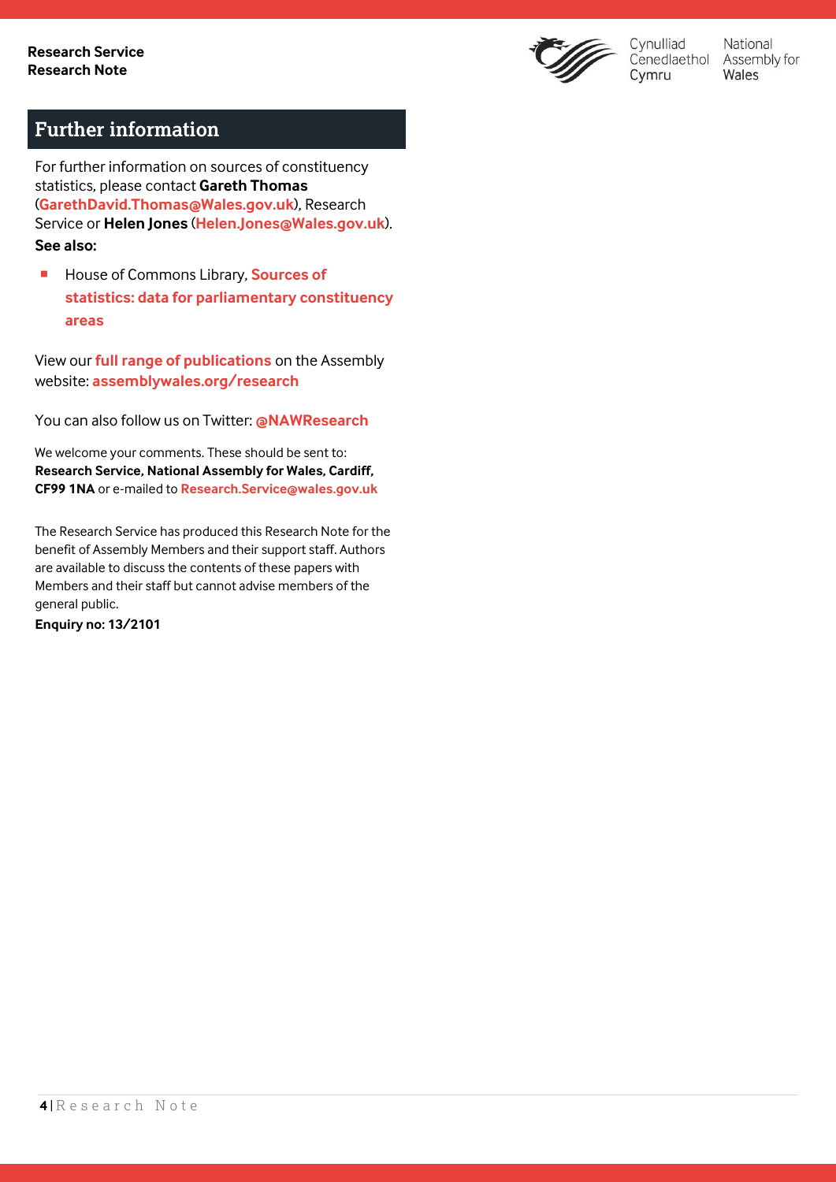## Further information

For further information on sources of constituency statistics, please contact **Gareth Thomas** (**GarethDavid.Thomas@Wales.gov.uk**), Research Service or **Helen Jones** (**Helen.Jones@Wales.gov.uk**).

**See also:**

- House of Commons Library, **Sources of statistics: data for parliamentary constituency areas**

View our **full range of publications** on the Assembly website: **assemblywales.org/research**

You can also follow us on Twitter: **@NAWResearch**

We welcome your comments. These should be sent to: **Research Service, National Assembly for Wales, Cardiff, CF99 1NA** or e-mailed to **Research.Service@wales.gov.uk**

The Research Service has produced this Research Note for the benefit of Assembly Members and their support staff. Authors are available to discuss the contents of these papers with Members and their staff but cannot advise members of the general public.

**Enquiry no: 13/2101**